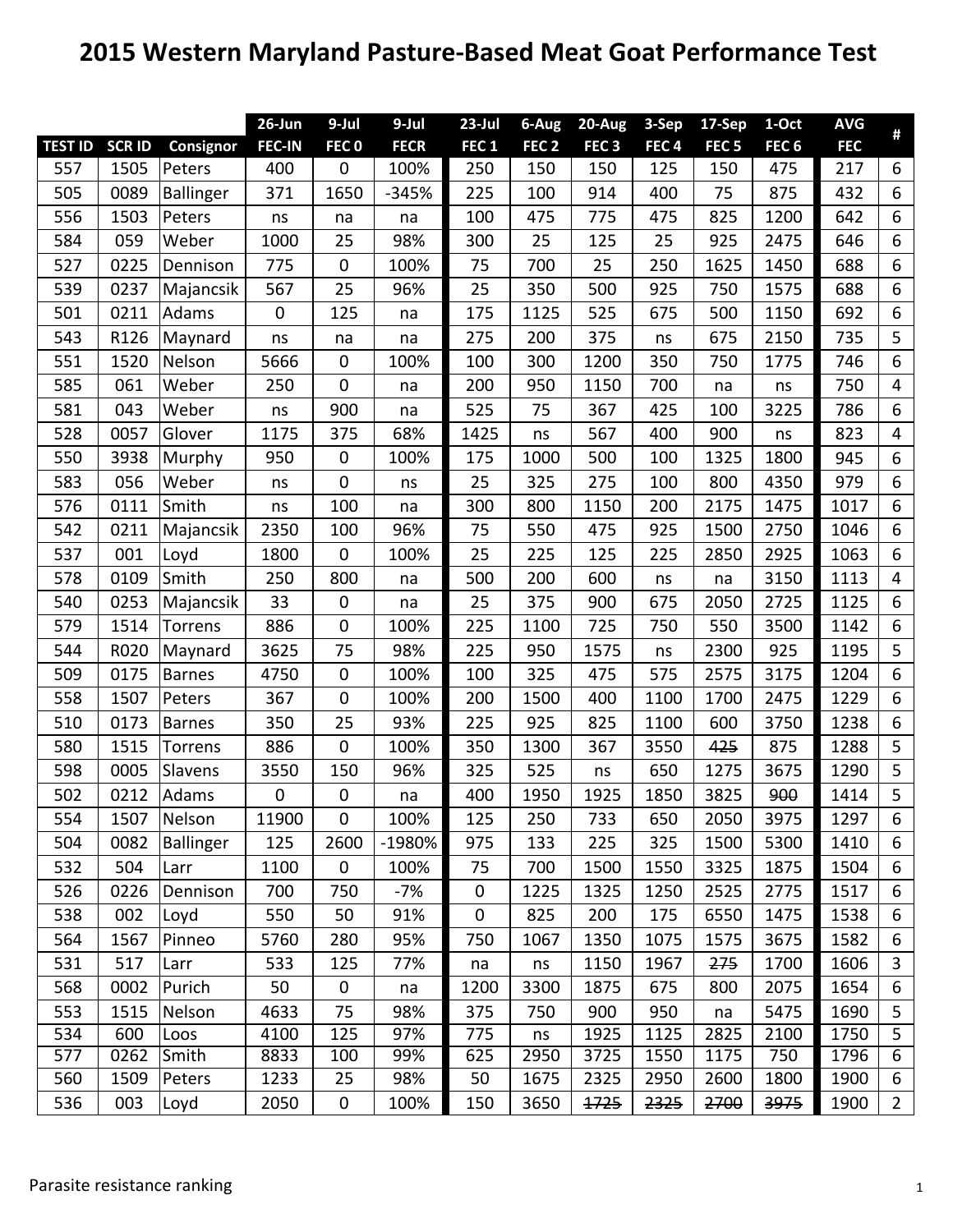# 2015 Western Maryland Pasture-Based Meat Goat Performance Test

| | | | 26-Jun | 9-Jul | 9-Jul | 23-Jul | 6-Aug | 20-Aug | 3-Sep | 17-Sep | 1-Oct | AVG | # |
|---|---|---|---|---|---|---|---|---|---|---|---|---|---|
| TEST ID | SCR ID | Consignor | FEC-IN | FEC 0 | FECR | FEC 1 | FEC 2 | FEC 3 | FEC 4 | FEC 5 | FEC 6 | FEC | |
| 557 | 1505 | Peters | 400 | 0 | 100% | 250 | 150 | 150 | 125 | 150 | 475 | 217 | 6 |
| 505 | 0089 | Ballinger | 371 | 1650 | -345% | 225 | 100 | 914 | 400 | 75 | 875 | 432 | 6 |
| 556 | 1503 | Peters | ns | na | na | 100 | 475 | 775 | 475 | 825 | 1200 | 642 | 6 |
| 584 | 059 | Weber | 1000 | 25 | 98% | 300 | 25 | 125 | 25 | 925 | 2475 | 646 | 6 |
| 527 | 0225 | Dennison | 775 | 0 | 100% | 75 | 700 | 25 | 250 | 1625 | 1450 | 688 | 6 |
| 539 | 0237 | Majancsik | 567 | 25 | 96% | 25 | 350 | 500 | 925 | 750 | 1575 | 688 | 6 |
| 501 | 0211 | Adams | 0 | 125 | na | 175 | 1125 | 525 | 675 | 500 | 1150 | 692 | 6 |
| 543 | R126 | Maynard | ns | na | na | 275 | 200 | 375 | ns | 675 | 2150 | 735 | 5 |
| 551 | 1520 | Nelson | 5666 | 0 | 100% | 100 | 300 | 1200 | 350 | 750 | 1775 | 746 | 6 |
| 585 | 061 | Weber | 250 | 0 | na | 200 | 950 | 1150 | 700 | na | ns | 750 | 4 |
| 581 | 043 | Weber | ns | 900 | na | 525 | 75 | 367 | 425 | 100 | 3225 | 786 | 6 |
| 528 | 0057 | Glover | 1175 | 375 | 68% | 1425 | ns | 567 | 400 | 900 | ns | 823 | 4 |
| 550 | 3938 | Murphy | 950 | 0 | 100% | 175 | 1000 | 500 | 100 | 1325 | 1800 | 945 | 6 |
| 583 | 056 | Weber | ns | 0 | ns | 25 | 325 | 275 | 100 | 800 | 4350 | 979 | 6 |
| 576 | 0111 | Smith | ns | 100 | na | 300 | 800 | 1150 | 200 | 2175 | 1475 | 1017 | 6 |
| 542 | 0211 | Majancsik | 2350 | 100 | 96% | 75 | 550 | 475 | 925 | 1500 | 2750 | 1046 | 6 |
| 537 | 001 | Loyd | 1800 | 0 | 100% | 25 | 225 | 125 | 225 | 2850 | 2925 | 1063 | 6 |
| 578 | 0109 | Smith | 250 | 800 | na | 500 | 200 | 600 | ns | na | 3150 | 1113 | 4 |
| 540 | 0253 | Majancsik | 33 | 0 | na | 25 | 375 | 900 | 675 | 2050 | 2725 | 1125 | 6 |
| 579 | 1514 | Torrens | 886 | 0 | 100% | 225 | 1100 | 725 | 750 | 550 | 3500 | 1142 | 6 |
| 544 | R020 | Maynard | 3625 | 75 | 98% | 225 | 950 | 1575 | ns | 2300 | 925 | 1195 | 5 |
| 509 | 0175 | Barnes | 4750 | 0 | 100% | 100 | 325 | 475 | 575 | 2575 | 3175 | 1204 | 6 |
| 558 | 1507 | Peters | 367 | 0 | 100% | 200 | 1500 | 400 | 1100 | 1700 | 2475 | 1229 | 6 |
| 510 | 0173 | Barnes | 350 | 25 | 93% | 225 | 925 | 825 | 1100 | 600 | 3750 | 1238 | 6 |
| 580 | 1515 | Torrens | 886 | 0 | 100% | 350 | 1300 | 367 | 3550 | ~~425~~ | 875 | 1288 | 5 |
| 598 | 0005 | Slavens | 3550 | 150 | 96% | 325 | 525 | ns | 650 | 1275 | 3675 | 1290 | 5 |
| 502 | 0212 | Adams | 0 | 0 | na | 400 | 1950 | 1925 | 1850 | 3825 | ~~900~~ | 1414 | 5 |
| 554 | 1507 | Nelson | 11900 | 0 | 100% | 125 | 250 | 733 | 650 | 2050 | 3975 | 1297 | 6 |
| 504 | 0082 | Ballinger | 125 | 2600 | -1980% | 975 | 133 | 225 | 325 | 1500 | 5300 | 1410 | 6 |
| 532 | 504 | Larr | 1100 | 0 | 100% | 75 | 700 | 1500 | 1550 | 3325 | 1875 | 1504 | 6 |
| 526 | 0226 | Dennison | 700 | 750 | -7% | 0 | 1225 | 1325 | 1250 | 2525 | 2775 | 1517 | 6 |
| 538 | 002 | Loyd | 550 | 50 | 91% | 0 | 825 | 200 | 175 | 6550 | 1475 | 1538 | 6 |
| 564 | 1567 | Pinneo | 5760 | 280 | 95% | 750 | 1067 | 1350 | 1075 | 1575 | 3675 | 1582 | 6 |
| 531 | 517 | Larr | 533 | 125 | 77% | na | ns | 1150 | 1967 | ~~275~~ | 1700 | 1606 | 3 |
| 568 | 0002 | Purich | 50 | 0 | na | 1200 | 3300 | 1875 | 675 | 800 | 2075 | 1654 | 6 |
| 553 | 1515 | Nelson | 4633 | 75 | 98% | 375 | 750 | 900 | 950 | na | 5475 | 1690 | 5 |
| 534 | 600 | Loos | 4100 | 125 | 97% | 775 | ns | 1925 | 1125 | 2825 | 2100 | 1750 | 5 |
| 577 | 0262 | Smith | 8833 | 100 | 99% | 625 | 2950 | 3725 | 1550 | 1175 | 750 | 1796 | 6 |
| 560 | 1509 | Peters | 1233 | 25 | 98% | 50 | 1675 | 2325 | 2950 | 2600 | 1800 | 1900 | 6 |
| 536 | 003 | Loyd | 2050 | 0 | 100% | 150 | 3650 | ~~1725~~ | ~~2325~~ | ~~2700~~ | ~~3975~~ | 1900 | 2 |

Parasite resistance ranking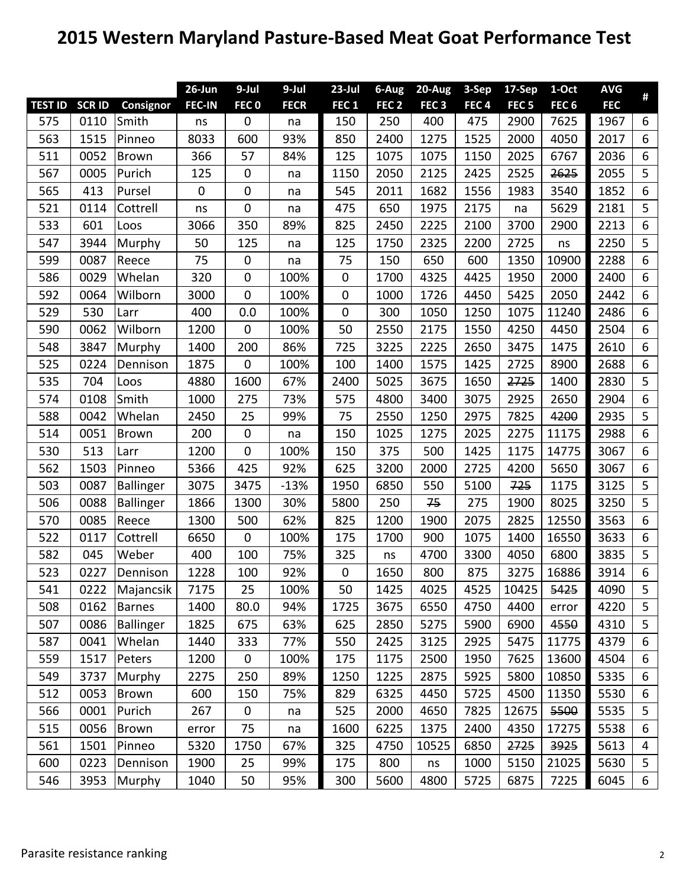# 2015 Western Maryland Pasture-Based Meat Goat Performance Test

| | | | 26-Jun | 9-Jul | 9-Jul | 23-Jul | 6-Aug | 20-Aug | 3-Sep | 17-Sep | 1-Oct | AVG | # |
|---|---|---|---|---|---|---|---|---|---|---|---|---|---|
| TEST ID | SCR ID | Consignor | FEC-IN | FEC 0 | FECR | FEC 1 | FEC 2 | FEC 3 | FEC 4 | FEC 5 | FEC 6 | FEC | |
| 575 | 0110 | Smith | ns | 0 | na | 150 | 250 | 400 | 475 | 2900 | 7625 | 1967 | 6 |
| 563 | 1515 | Pinneo | 8033 | 600 | 93% | 850 | 2400 | 1275 | 1525 | 2000 | 4050 | 2017 | 6 |
| 511 | 0052 | Brown | 366 | 57 | 84% | 125 | 1075 | 1075 | 1150 | 2025 | 6767 | 2036 | 6 |
| 567 | 0005 | Purich | 125 | 0 | na | 1150 | 2050 | 2125 | 2425 | 2525 | ~~2625~~ | 2055 | 5 |
| 565 | 413 | Pursel | 0 | 0 | na | 545 | 2011 | 1682 | 1556 | 1983 | 3540 | 1852 | 6 |
| 521 | 0114 | Cottrell | ns | 0 | na | 475 | 650 | 1975 | 2175 | na | 5629 | 2181 | 5 |
| 533 | 601 | Loos | 3066 | 350 | 89% | 825 | 2450 | 2225 | 2100 | 3700 | 2900 | 2213 | 6 |
| 547 | 3944 | Murphy | 50 | 125 | na | 125 | 1750 | 2325 | 2200 | 2725 | ns | 2250 | 5 |
| 599 | 0087 | Reece | 75 | 0 | na | 75 | 150 | 650 | 600 | 1350 | 10900 | 2288 | 6 |
| 586 | 0029 | Whelan | 320 | 0 | 100% | 0 | 1700 | 4325 | 4425 | 1950 | 2000 | 2400 | 6 |
| 592 | 0064 | Wilborn | 3000 | 0 | 100% | 0 | 1000 | 1726 | 4450 | 5425 | 2050 | 2442 | 6 |
| 529 | 530 | Larr | 400 | 0.0 | 100% | 0 | 300 | 1050 | 1250 | 1075 | 11240 | 2486 | 6 |
| 590 | 0062 | Wilborn | 1200 | 0 | 100% | 50 | 2550 | 2175 | 1550 | 4250 | 4450 | 2504 | 6 |
| 548 | 3847 | Murphy | 1400 | 200 | 86% | 725 | 3225 | 2225 | 2650 | 3475 | 1475 | 2610 | 6 |
| 525 | 0224 | Dennison | 1875 | 0 | 100% | 100 | 1400 | 1575 | 1425 | 2725 | 8900 | 2688 | 6 |
| 535 | 704 | Loos | 4880 | 1600 | 67% | 2400 | 5025 | 3675 | 1650 | ~~2725~~ | 1400 | 2830 | 5 |
| 574 | 0108 | Smith | 1000 | 275 | 73% | 575 | 4800 | 3400 | 3075 | 2925 | 2650 | 2904 | 6 |
| 588 | 0042 | Whelan | 2450 | 25 | 99% | 75 | 2550 | 1250 | 2975 | 7825 | ~~4200~~ | 2935 | 5 |
| 514 | 0051 | Brown | 200 | 0 | na | 150 | 1025 | 1275 | 2025 | 2275 | 11175 | 2988 | 6 |
| 530 | 513 | Larr | 1200 | 0 | 100% | 150 | 375 | 500 | 1425 | 1175 | 14775 | 3067 | 6 |
| 562 | 1503 | Pinneo | 5366 | 425 | 92% | 625 | 3200 | 2000 | 2725 | 4200 | 5650 | 3067 | 6 |
| 503 | 0087 | Ballinger | 3075 | 3475 | -13% | 1950 | 6850 | 550 | 5100 | ~~725~~ | 1175 | 3125 | 5 |
| 506 | 0088 | Ballinger | 1866 | 1300 | 30% | 5800 | 250 | ~~75~~ | 275 | 1900 | 8025 | 3250 | 5 |
| 570 | 0085 | Reece | 1300 | 500 | 62% | 825 | 1200 | 1900 | 2075 | 2825 | 12550 | 3563 | 6 |
| 522 | 0117 | Cottrell | 6650 | 0 | 100% | 175 | 1700 | 900 | 1075 | 1400 | 16550 | 3633 | 6 |
| 582 | 045 | Weber | 400 | 100 | 75% | 325 | ns | 4700 | 3300 | 4050 | 6800 | 3835 | 5 |
| 523 | 0227 | Dennison | 1228 | 100 | 92% | 0 | 1650 | 800 | 875 | 3275 | 16886 | 3914 | 6 |
| 541 | 0222 | Majancsik | 7175 | 25 | 100% | 50 | 1425 | 4025 | 4525 | 10425 | ~~5425~~ | 4090 | 5 |
| 508 | 0162 | Barnes | 1400 | 80.0 | 94% | 1725 | 3675 | 6550 | 4750 | 4400 | error | 4220 | 5 |
| 507 | 0086 | Ballinger | 1825 | 675 | 63% | 625 | 2850 | 5275 | 5900 | 6900 | ~~4550~~ | 4310 | 5 |
| 587 | 0041 | Whelan | 1440 | 333 | 77% | 550 | 2425 | 3125 | 2925 | 5475 | 11775 | 4379 | 6 |
| 559 | 1517 | Peters | 1200 | 0 | 100% | 175 | 1175 | 2500 | 1950 | 7625 | 13600 | 4504 | 6 |
| 549 | 3737 | Murphy | 2275 | 250 | 89% | 1250 | 1225 | 2875 | 5925 | 5800 | 10850 | 5335 | 6 |
| 512 | 0053 | Brown | 600 | 150 | 75% | 829 | 6325 | 4450 | 5725 | 4500 | 11350 | 5530 | 6 |
| 566 | 0001 | Purich | 267 | 0 | na | 525 | 2000 | 4650 | 7825 | 12675 | ~~5500~~ | 5535 | 5 |
| 515 | 0056 | Brown | error | 75 | na | 1600 | 6225 | 1375 | 2400 | 4350 | 17275 | 5538 | 6 |
| 561 | 1501 | Pinneo | 5320 | 1750 | 67% | 325 | 4750 | 10525 | 6850 | ~~2725~~ | ~~3925~~ | 5613 | 4 |
| 600 | 0223 | Dennison | 1900 | 25 | 99% | 175 | 800 | ns | 1000 | 5150 | 21025 | 5630 | 5 |
| 546 | 3953 | Murphy | 1040 | 50 | 95% | 300 | 5600 | 4800 | 5725 | 6875 | 7225 | 6045 | 6 |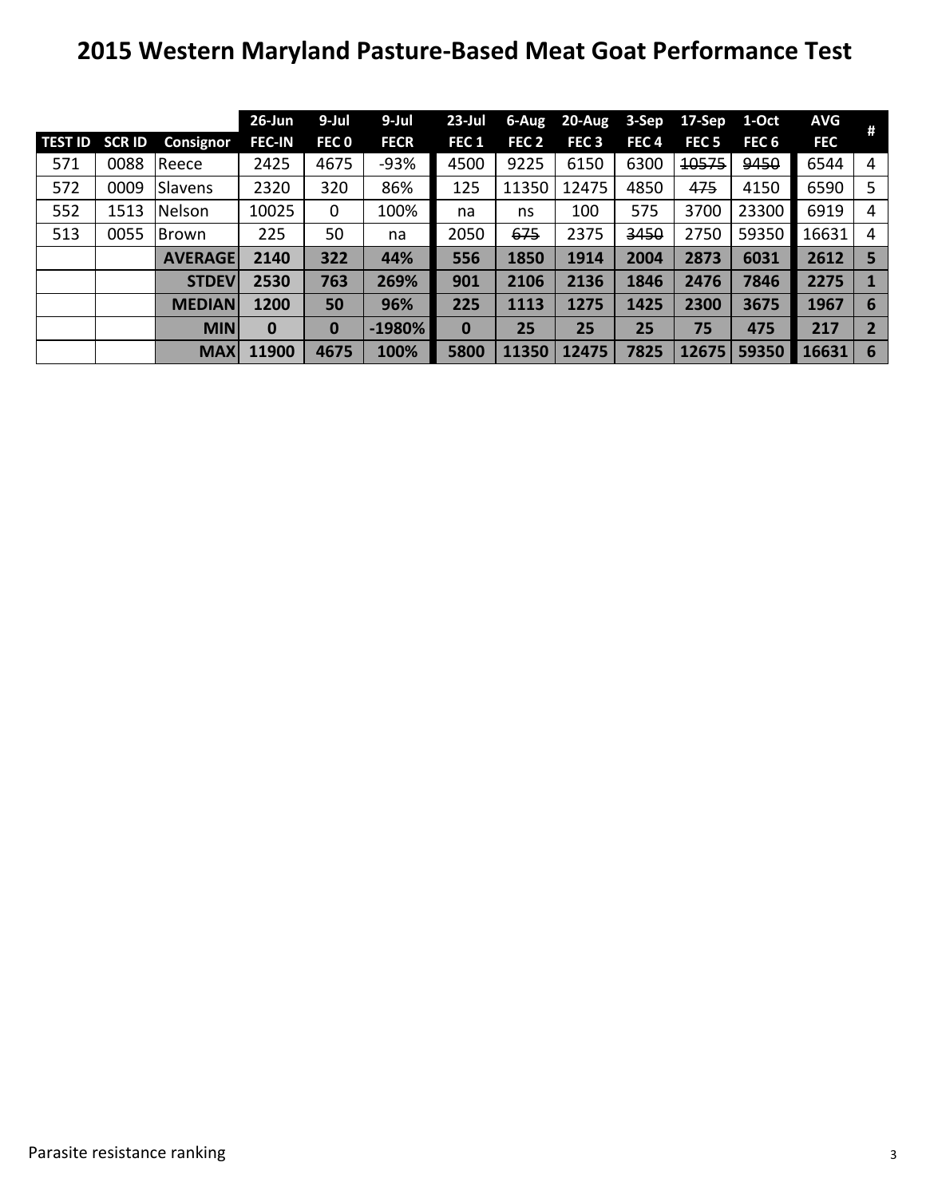# 2015 Western Maryland Pasture-Based Meat Goat Performance Test

| | | | 26-Jun | 9-Jul | 9-Jul | 23-Jul | 6-Aug | 20-Aug | 3-Sep | 17-Sep | 1-Oct | AVG | # |
|---|---|---|---|---|---|---|---|---|---|---|---|---|---|
| **TEST ID** | **SCR ID** | **Consignor** | **FEC-IN** | **FEC 0** | **FECR** | **FEC 1** | **FEC 2** | **FEC 3** | **FEC 4** | **FEC 5** | **FEC 6** | **FEC** | |
| 571 | 0088 | Reece | 2425 | 4675 | -93% | 4500 | 9225 | 6150 | 6300 | ~~10575~~ | ~~9450~~ | 6544 | 4 |
| 572 | 0009 | Slavens | 2320 | 320 | 86% | 125 | 11350 | 12475 | 4850 | ~~475~~ | 4150 | 6590 | 5 |
| 552 | 1513 | Nelson | 10025 | 0 | 100% | na | ns | 100 | 575 | 3700 | 23300 | 6919 | 4 |
| 513 | 0055 | Brown | 225 | 50 | na | 2050 | ~~675~~ | 2375 | ~~3450~~ | 2750 | 59350 | 16631 | 4 |
| | | **AVERAGE** | **2140** | **322** | **44%** | **556** | **1850** | **1914** | **2004** | **2873** | **6031** | **2612** | **5** |
| | | **STDEV** | **2530** | **763** | **269%** | **901** | **2106** | **2136** | **1846** | **2476** | **7846** | **2275** | **1** |
| | | **MEDIAN** | **1200** | **50** | **96%** | **225** | **1113** | **1275** | **1425** | **2300** | **3675** | **1967** | **6** |
| | | **MIN** | **0** | **0** | **-1980%** | **0** | **25** | **25** | **25** | **75** | **475** | **217** | **2** |
| | | **MAX** | **11900** | **4675** | **100%** | **5800** | **11350** | **12475** | **7825** | **12675** | **59350** | **16631** | **6** |